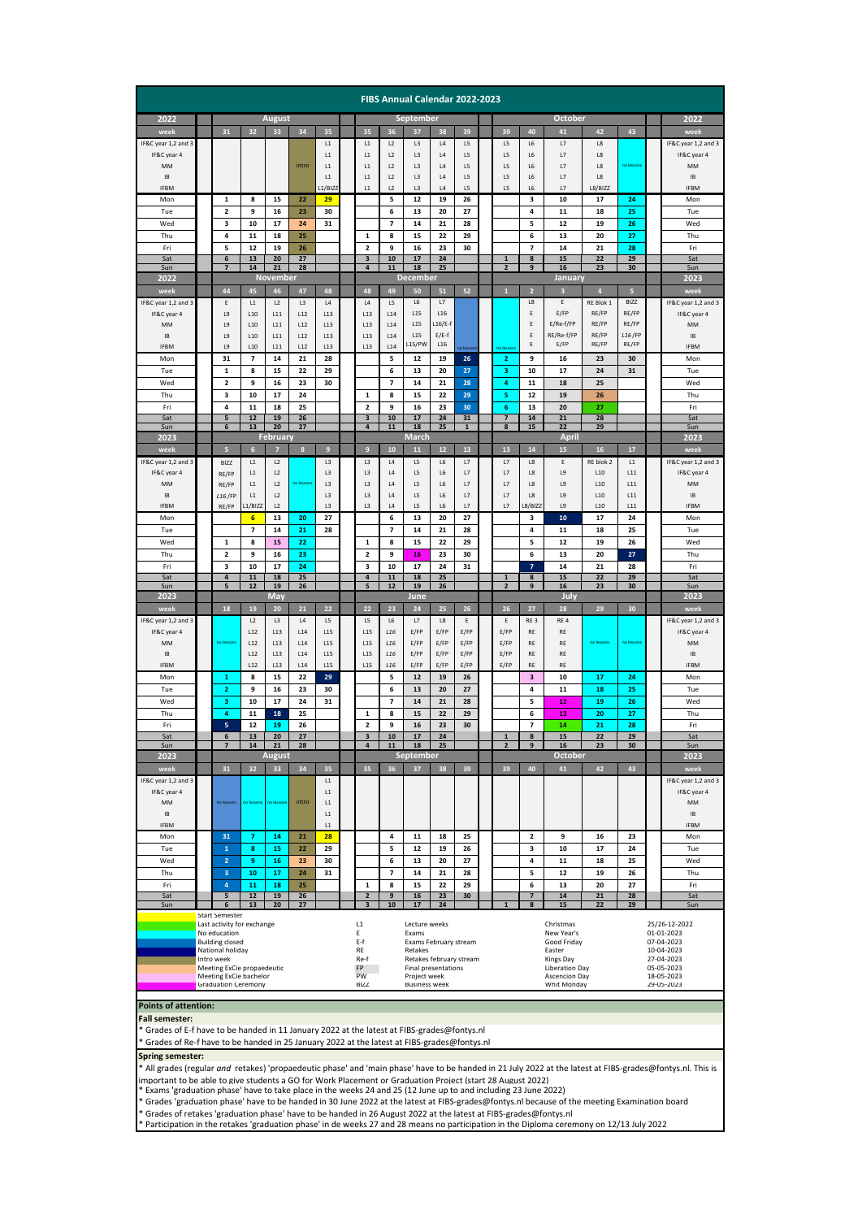# FIBS Annual Calendar 2022-2023

| 2022 | August | | | | | September | | | | | October | | | | |
|---|---|---|---|---|---|---|---|---|---|---|---|---|---|---|---|
| week | 31 | 32 | 33 | 34 | 35 | 35 | 36 | 37 | 38 | 39 | 39 | 40 | 41 | 42 | 43 |
| IF&C year 1,2 and 3 | | | | | L1 | L1 | L2 | L3 | L4 | L5 | L5 | L6 | L7 | L8 | |
| IF&C year 4 | | | | | L1 | L1 | L2 | L3 | L4 | L5 | L5 | L6 | L7 | L8 | |
| MM | | | | intro | L1 | L1 | L2 | L3 | L4 | L5 | L5 | L6 | L7 | L8 | no lessons |
| IB | | | | | L1 | L1 | L2 | L3 | L4 | L5 | L5 | L6 | L7 | L8 | |
| IFBM | | | | | L1/BIZZ | L1 | L2 | L3 | L4 | L5 | L5 | L6 | L7 | L8/BIZZ | |
| Mon | 1 | 8 | 15 | 22 | 29 | | 5 | 12 | 19 | 26 | | 3 | 10 | 17 | 24 |
| Tue | 2 | 9 | 16 | 23 | 30 | | 6 | 13 | 20 | 27 | | 4 | 11 | 18 | 25 |
| Wed | 3 | 10 | 17 | 24 | 31 | | 7 | 14 | 21 | 28 | | 5 | 12 | 19 | 26 |
| Thu | 4 | 11 | 18 | 25 | | 1 | 8 | 15 | 22 | 29 | | 6 | 13 | 20 | 27 |
| Fri | 5 | 12 | 19 | 26 | | 2 | 9 | 16 | 23 | 30 | | 7 | 14 | 21 | 28 |
| Sat | 6 | 13 | 20 | 27 | | 3 | 10 | 17 | 24 | | 1 | 8 | 15 | 22 | 29 |
| Sun | 7 | 14 | 21 | 28 | | 4 | 11 | 18 | 25 | | 2 | 9 | 16 | 23 | 30 |

| 2022 | November | | | | | December | | | | | January 2023 | | | | |
|---|---|---|---|---|---|---|---|---|---|---|---|---|---|---|---|
| week | 44 | 45 | 46 | 47 | 48 | 48 | 49 | 50 | 51 | 52 | 1 | 2 | 3 | 4 | 5 |
| IF&C year 1,2 and 3 | E | L1 | L2 | L3 | L4 | L4 | L5 | L6 | L7 | | | L8 | E | RE Blok 1 | BIZZ |
| IF&C year 4 | L9 | L10 | L11 | L12 | L13 | L13 | L14 | L15 | L16 | | | E | E/FP | RE/FP | RE/FP |
| MM | L9 | L10 | L11 | L12 | L13 | L13 | L14 | L15 | L16/E-f | | | E | E/Re-f/FP | RE/FP | RE/FP |
| IB | L9 | L10 | L11 | L12 | L13 | L13 | L14 | L15 | E/E-f | | | E | RE/Re-f/FP | RE/FP | L16/FP |
| IFBM | L9 | L10 | L11 | L12 | L13 | L13 | L14 | L15/PW | L16 | no lessons | no lessons | E | E/FP | RE/FP | RE/FP |
| Mon | 31 | 7 | 14 | 21 | 28 | | 5 | 12 | 19 | 26 | 2 | 9 | 16 | 23 | 30 |
| Tue | 1 | 8 | 15 | 22 | 29 | | 6 | 13 | 20 | 27 | 3 | 10 | 17 | 24 | 31 |
| Wed | 2 | 9 | 16 | 23 | 30 | | 7 | 14 | 21 | 28 | 4 | 11 | 18 | 25 | |
| Thu | 3 | 10 | 17 | 24 | | 1 | 8 | 15 | 22 | 29 | 5 | 12 | 19 | 26 | |
| Fri | 4 | 11 | 18 | 25 | | 2 | 9 | 16 | 23 | 30 | 6 | 13 | 20 | 27 | |
| Sat | 5 | 12 | 19 | 26 | | 3 | 10 | 17 | 24 | 31 | 7 | 14 | 21 | 28 | |
| Sun | 6 | 13 | 20 | 27 | | 4 | 11 | 18 | 25 | 1 | 8 | 15 | 22 | 29 | |

| 2023 | February | | | | | March | | | | | April | | | | |
|---|---|---|---|---|---|---|---|---|---|---|---|---|---|---|---|
| week | 5 | 6 | 7 | 8 | 9 | 9 | 10 | 11 | 12 | 13 | 13 | 14 | 15 | 16 | 17 |
| IF&C year 1,2 and 3 | BIZZ | L1 | L2 | | L3 | L3 | L4 | L5 | L6 | L7 | L7 | L8 | E | RE blok 2 | L1 |
| IF&C year 4 | RE/FP | L1 | L2 | | L3 | L3 | L4 | L5 | L6 | L7 | L7 | L8 | L9 | L10 | L11 |
| MM | RE/FP | L1 | L2 | no lessons | L3 | L3 | L4 | L5 | L6 | L7 | L7 | L8 | L9 | L10 | L11 |
| IB | L16/FP | L1 | L2 | | L3 | L3 | L4 | L5 | L6 | L7 | L7 | L8 | L9 | L10 | L11 |
| IFBM | RE/FP | L1/BIZZ | L2 | | L3 | L3 | L4 | L5 | L6 | L7 | L7 | L8/BIZZ | L9 | L10 | L11 |
| Mon | | 6 | 13 | 20 | 27 | | 6 | 13 | 20 | 27 | | 3 | 10 | 17 | 24 |
| Tue | | 7 | 14 | 21 | 28 | | 7 | 14 | 21 | 28 | | 4 | 11 | 18 | 25 |
| Wed | 1 | 8 | 15 | 22 | | 1 | 8 | 15 | 22 | 29 | | 5 | 12 | 19 | 26 |
| Thu | 2 | 9 | 16 | 23 | | 2 | 9 | 16 | 23 | 30 | | 6 | 13 | 20 | 27 |
| Fri | 3 | 10 | 17 | 24 | | 3 | 10 | 17 | 24 | 31 | | 7 | 14 | 21 | 28 |
| Sat | 4 | 11 | 18 | 25 | | 4 | 11 | 18 | 25 | | 1 | 8 | 15 | 22 | 29 |
| Sun | 5 | 12 | 19 | 26 | | 5 | 12 | 19 | 26 | | 2 | 9 | 16 | 23 | 30 |

| 2023 | May | | | | | June | | | | | July | | | | |
|---|---|---|---|---|---|---|---|---|---|---|---|---|---|---|---|
| week | 18 | 19 | 20 | 21 | 22 | 22 | 23 | 24 | 25 | 26 | 26 | 27 | 28 | 29 | 30 |
| IF&C year 1,2 and 3 | | L2 | L3 | L4 | L5 | L5 | L6 | L7 | L8 | E | E | RE 3 | RE 4 | | |
| IF&C year 4 | | L12 | L13 | L14 | L15 | L15 | L16 | E/FP | E/FP | E/FP | E/FP | RE | RE | | |
| MM | no lessons | L12 | L13 | L14 | L15 | L15 | L16 | E/FP | E/FP | E/FP | E/FP | RE | RE | no lessons | no lessons |
| IB | | L12 | L13 | L14 | L15 | L15 | L16 | E/FP | E/FP | E/FP | E/FP | RE | RE | | |
| IFBM | | L12 | L13 | L14 | L15 | L15 | L16 | E/FP | E/FP | E/FP | E/FP | RE | RE | | |
| Mon | 1 | 8 | 15 | 22 | 29 | | 5 | 12 | 19 | 26 | | 3 | 10 | 17 | 24 |
| Tue | 2 | 9 | 16 | 23 | 30 | | 6 | 13 | 20 | 27 | | 4 | 11 | 18 | 25 |
| Wed | 3 | 10 | 17 | 24 | 31 | | 7 | 14 | 21 | 28 | | 5 | 12 | 19 | 26 |
| Thu | 4 | 11 | 18 | 25 | | 1 | 8 | 15 | 22 | 29 | | 6 | 13 | 20 | 27 |
| Fri | 5 | 12 | 19 | 26 | | 2 | 9 | 16 | 23 | 30 | | 7 | 14 | 21 | 28 |
| Sat | 6 | 13 | 20 | 27 | | 3 | 10 | 17 | 24 | | 1 | 8 | 15 | 22 | 29 |
| Sun | 7 | 14 | 21 | 28 | | 4 | 11 | 18 | 25 | | 2 | 9 | 16 | 23 | 30 |

| 2023 | August | | | | | September | | | | | October | | | | |
|---|---|---|---|---|---|---|---|---|---|---|---|---|---|---|---|
| week | 31 | 32 | 33 | 34 | 35 | 35 | 36 | 37 | 38 | 39 | 39 | 40 | 41 | 42 | 43 |
| IF&C year 1,2 and 3 | | | | | L1 | | | | | | | | | | |
| IF&C year 4 | | | | | L1 | | | | | | | | | | |
| MM | no lessons | no lessons | no lessons | intro | L1 | | | | | | | | | | |
| IB | | | | | L1 | | | | | | | | | | |
| IFBM | | | | | L1 | | | | | | | | | | |
| Mon | 31 | 7 | 14 | 21 | 28 | | 4 | 11 | 18 | 25 | | 2 | 9 | 16 | 23 |
| Tue | 1 | 8 | 15 | 22 | 29 | | 5 | 12 | 19 | 26 | | 3 | 10 | 17 | 24 |
| Wed | 2 | 9 | 16 | 23 | 30 | | 6 | 13 | 20 | 27 | | 4 | 11 | 18 | 25 |
| Thu | 3 | 10 | 17 | 24 | 31 | | 7 | 14 | 21 | 28 | | 5 | 12 | 19 | 26 |
| Fri | 4 | 11 | 18 | 25 | | 1 | 8 | 15 | 22 | 29 | | 6 | 13 | 20 | 27 |
| Sat | 5 | 12 | 19 | 26 | | 2 | 9 | 16 | 23 | 30 | | 7 | 14 | 21 | 28 |
| Sun | 6 | 13 | 20 | 27 | | 3 | 10 | 17 | 24 | | 1 | 8 | 15 | 22 | 29 |

**Legend (colours):**
- Start semester
- Last activity for exchange
- No education
- Building closed
- National holiday
- Intro week
- Meeting ExCie propaedeutic
- Meeting ExCie bachelor
- Graduation Ceremony

**Abbreviations:**

| Code | Meaning |
|---|---|
| L1 | Lecture weeks |
| E | Exams |
| E-f | Exams February stream |
| RE | Retakes |
| Re-f | Retakes february stream |
| FP | Final presentations |
| PW | Project week |
| BIZZ | Business week |

**Holidays:**

| Holiday | Date |
|---|---|
| Christmas | 25/26-12-2022 |
| New Year's | 01-01-2023 |
| Good Friday | 07-04-2023 |
| Easter | 10-04-2023 |
| Kings Day | 27-04-2023 |
| Liberation Day | 05-05-2023 |
| Ascencion Day | 18-05-2023 |
| Whit Monday | 29-05-2023 |

**Points of attention:**

**Fall semester:**
* Grades of E-f have to be handed in 11 January 2022 at the latest at FIBS-grades@fontys.nl
* Grades of Re-f have to be handed in 25 January 2022 at the latest at FIBS-grades@fontys.nl

**Spring semester:**
* All grades (regular *and* retakes) 'propaedeutic phase' and 'main phase' have to be handed in 21 July 2022 at the latest at FIBS-grades@fontys.nl. This is important to be able to give students a GO for Work Placement or Graduation Project (start 28 August 2022)
* Exams 'graduation phase' have to take place in the weeks 24 and 25 (12 June up to and including 23 June 2022)
* Grades 'graduation phase' have to be handed in 30 June 2022 at the latest at FIBS-grades@fontys.nl because of the meeting Examination board
* Grades of retakes 'graduation phase' have to be handed in 26 August 2022 at the latest at FIBS-grades@fontys.nl
* Participation in the retakes 'graduation phase' in de weeks 27 and 28 means no participation in the Diploma ceremony on 12/13 July 2022